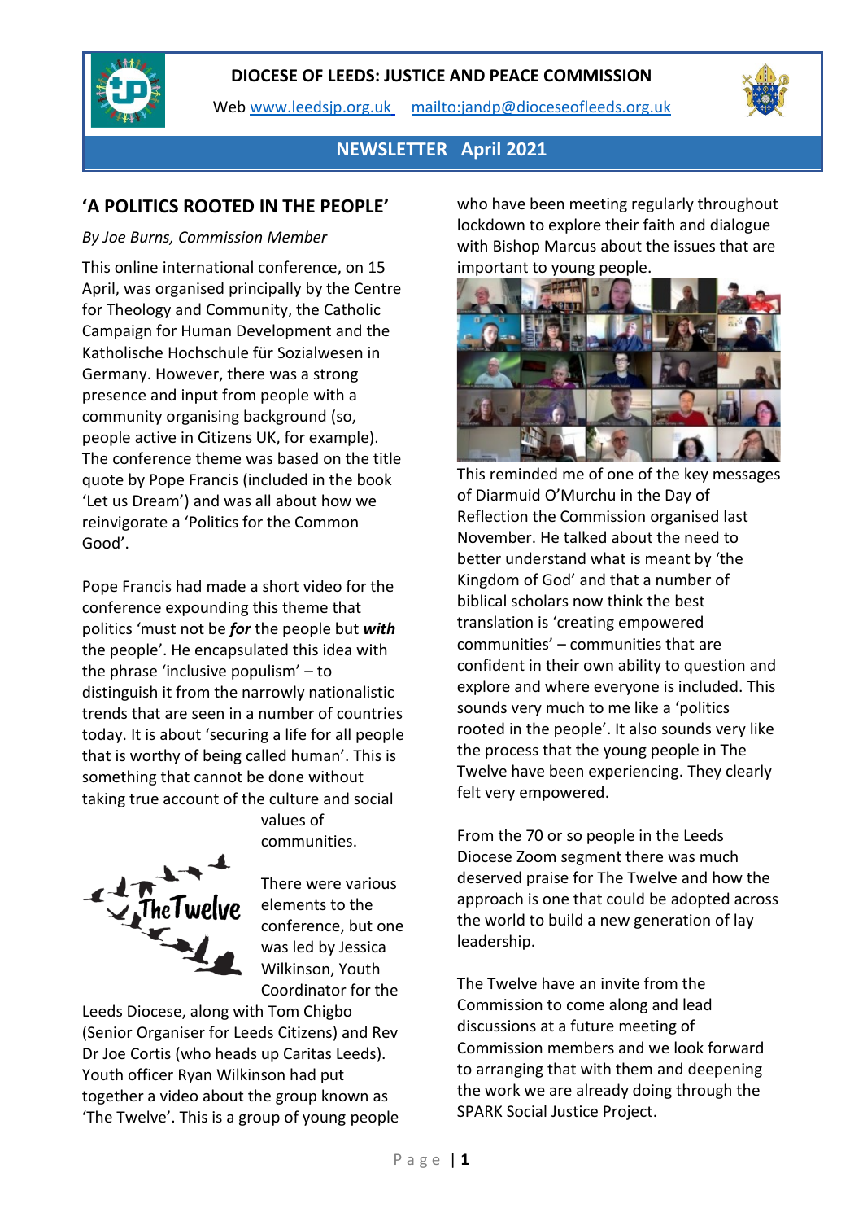**DIOCESE OF LEEDS: JUSTICE AND PEACE COMMISSION**

Web www.leedsjp.org.uk mailto:jandp@dioceseofleeds.org.uk

**NEWSLETTER April 2021**

## 'A POLITICS ROOTED IN THE PEOPLE'

*By Joe Burns, Commission Member*

This online international conference, on 15 April, was organised principally by the Centre for Theology and Community, the Catholic Campaign for Human Development and the Katholische Hochschule für Sozialwesen in Germany. However, there was a strong presence and input from people with a community organising background (so, people active in Citizens UK, for example). The conference theme was based on the title quote by Pope Francis (included in the book 'Let us Dream') and was all about how we reinvigorate a 'Politics for the Common Good'.

Pope Francis had made a short video for the conference expounding this theme that politics 'must not be ***for*** the people but ***with*** the people'. He encapsulated this idea with the phrase 'inclusive populism' – to distinguish it from the narrowly nationalistic trends that are seen in a number of countries today. It is about 'securing a life for all people that is worthy of being called human'. This is something that cannot be done without taking true account of the culture and social values of communities.

There were various elements to the conference, but one was led by Jessica Wilkinson, Youth Coordinator for the Leeds Diocese, along with Tom Chigbo (Senior Organiser for Leeds Citizens) and Rev Dr Joe Cortis (who heads up Caritas Leeds). Youth officer Ryan Wilkinson had put together a video about the group known as 'The Twelve'. This is a group of young people who have been meeting regularly throughout lockdown to explore their faith and dialogue with Bishop Marcus about the issues that are important to young people.

This reminded me of one of the key messages of Diarmuid O'Murchu in the Day of Reflection the Commission organised last November. He talked about the need to better understand what is meant by 'the Kingdom of God' and that a number of biblical scholars now think the best translation is 'creating empowered communities' – communities that are confident in their own ability to question and explore and where everyone is included. This sounds very much to me like a 'politics rooted in the people'. It also sounds very like the process that the young people in The Twelve have been experiencing. They clearly felt very empowered.

From the 70 or so people in the Leeds Diocese Zoom segment there was much deserved praise for The Twelve and how the approach is one that could be adopted across the world to build a new generation of lay leadership.

The Twelve have an invite from the Commission to come along and lead discussions at a future meeting of Commission members and we look forward to arranging that with them and deepening the work we are already doing through the SPARK Social Justice Project.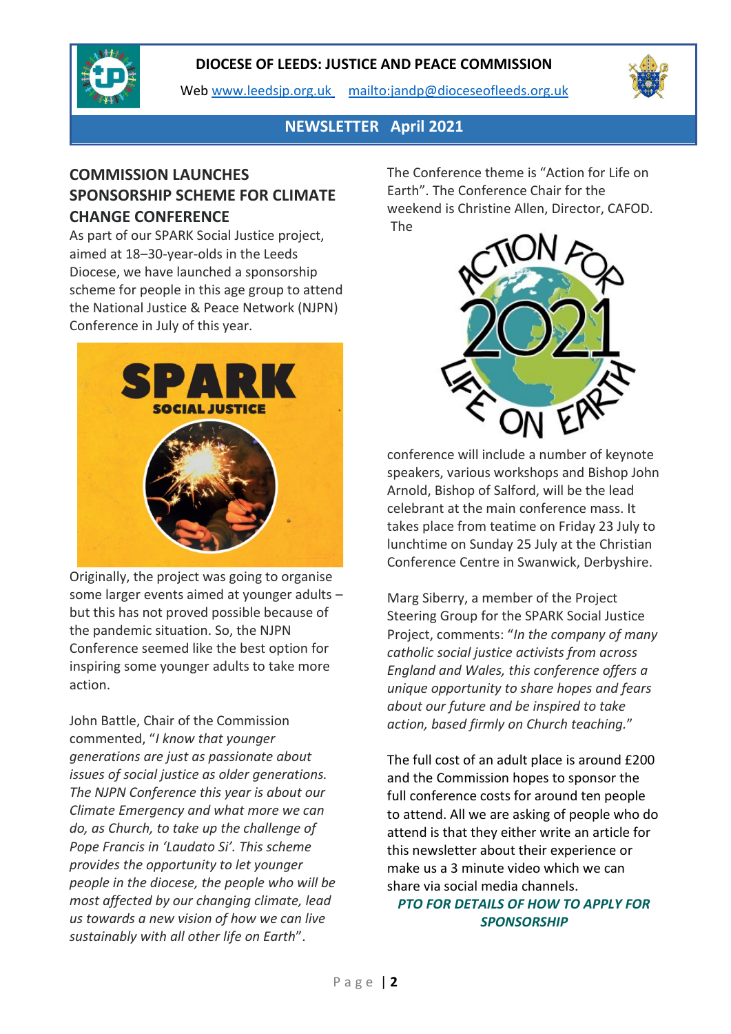DIOCESE OF LEEDS: JUSTICE AND PEACE COMMISSION

Web [www.leedsjp.org.uk](http://www.leedsjp.org.uk) [mailto:jandp@dioceseofleeds.org.uk](mailto:jandp@dioceseofleeds.org.uk)

**NEWSLETTER April 2021**

## COMMISSION LAUNCHES SPONSORSHIP SCHEME FOR CLIMATE CHANGE CONFERENCE

As part of our SPARK Social Justice project, aimed at 18–30-year-olds in the Leeds Diocese, we have launched a sponsorship scheme for people in this age group to attend the National Justice & Peace Network (NJPN) Conference in July of this year.

Originally, the project was going to organise some larger events aimed at younger adults – but this has not proved possible because of the pandemic situation. So, the NJPN Conference seemed like the best option for inspiring some younger adults to take more action.

John Battle, Chair of the Commission commented, "*I know that younger generations are just as passionate about issues of social justice as older generations. The NJPN Conference this year is about our Climate Emergency and what more we can do, as Church, to take up the challenge of Pope Francis in 'Laudato Si'. This scheme provides the opportunity to let younger people in the diocese, the people who will be most affected by our changing climate, lead us towards a new vision of how we can live sustainably with all other life on Earth*".

The Conference theme is "Action for Life on Earth". The Conference Chair for the weekend is Christine Allen, Director, CAFOD. The conference will include a number of keynote speakers, various workshops and Bishop John Arnold, Bishop of Salford, will be the lead celebrant at the main conference mass. It takes place from teatime on Friday 23 July to lunchtime on Sunday 25 July at the Christian Conference Centre in Swanwick, Derbyshire.

Marg Siberry, a member of the Project Steering Group for the SPARK Social Justice Project, comments: "*In the company of many catholic social justice activists from across England and Wales, this conference offers a unique opportunity to share hopes and fears about our future and be inspired to take action, based firmly on Church teaching.*"

The full cost of an adult place is around £200 and the Commission hopes to sponsor the full conference costs for around ten people to attend. All we are asking of people who do attend is that they either write an article for this newsletter about their experience or make us a 3 minute video which we can share via social media channels.

***PTO FOR DETAILS OF HOW TO APPLY FOR SPONSORSHIP***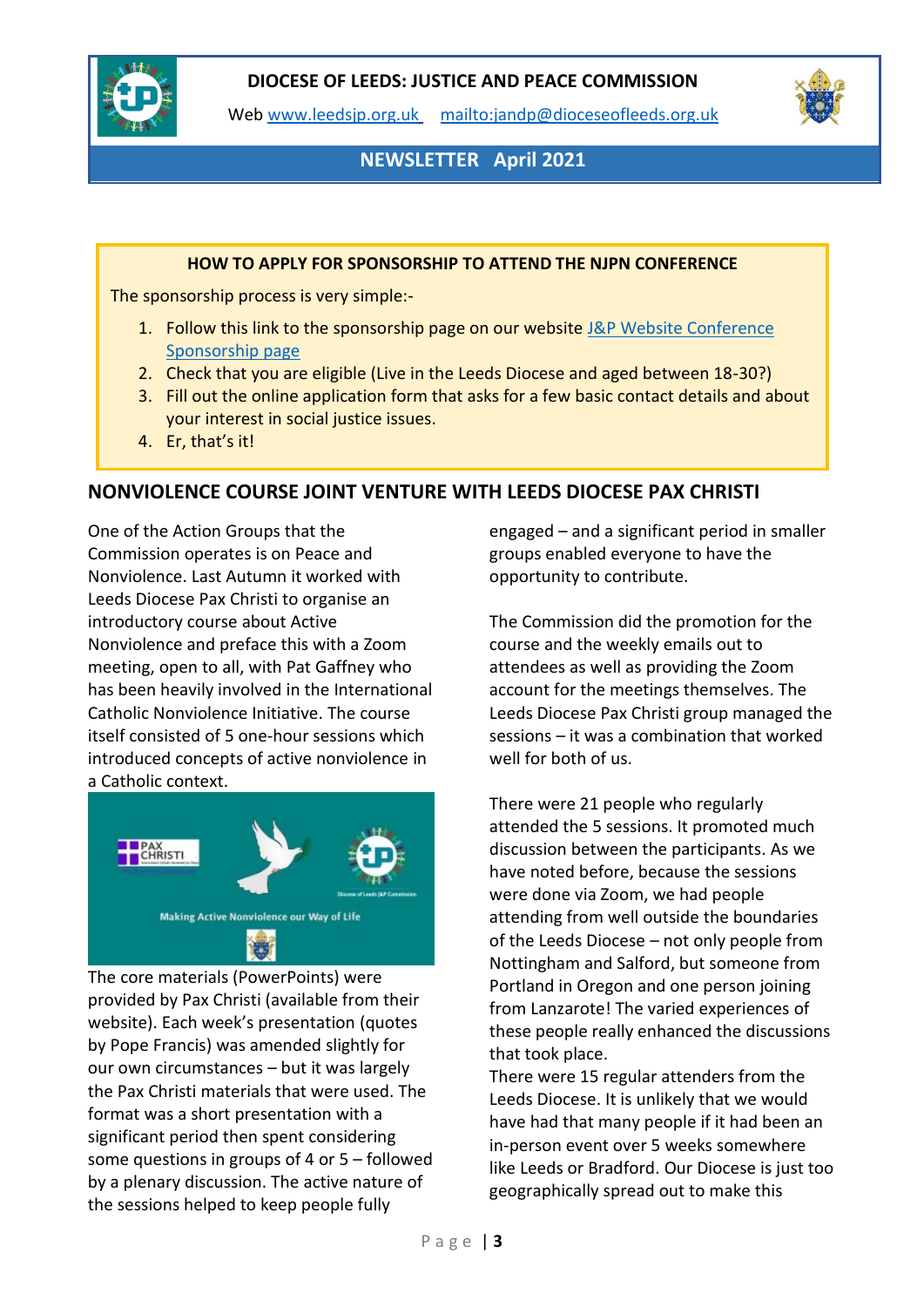**DIOCESE OF LEEDS: JUSTICE AND PEACE COMMISSION**

Web www.leedsjp.org.uk mailto:jandp@dioceseofleeds.org.uk

**NEWSLETTER April 2021**

**HOW TO APPLY FOR SPONSORSHIP TO ATTEND THE NJPN CONFERENCE**

The sponsorship process is very simple:-

1. Follow this link to the sponsorship page on our website J&P Website Conference Sponsorship page
2. Check that you are eligible (Live in the Leeds Diocese and aged between 18-30?)
3. Fill out the online application form that asks for a few basic contact details and about your interest in social justice issues.
4. Er, that's it!

## NONVIOLENCE COURSE JOINT VENTURE WITH LEEDS DIOCESE PAX CHRISTI

One of the Action Groups that the Commission operates is on Peace and Nonviolence. Last Autumn it worked with Leeds Diocese Pax Christi to organise an introductory course about Active Nonviolence and preface this with a Zoom meeting, open to all, with Pat Gaffney who has been heavily involved in the International Catholic Nonviolence Initiative. The course itself consisted of 5 one-hour sessions which introduced concepts of active nonviolence in a Catholic context.

The core materials (PowerPoints) were provided by Pax Christi (available from their website). Each week's presentation (quotes by Pope Francis) was amended slightly for our own circumstances – but it was largely the Pax Christi materials that were used. The format was a short presentation with a significant period then spent considering some questions in groups of 4 or 5 – followed by a plenary discussion. The active nature of the sessions helped to keep people fully engaged – and a significant period in smaller groups enabled everyone to have the opportunity to contribute.

The Commission did the promotion for the course and the weekly emails out to attendees as well as providing the Zoom account for the meetings themselves. The Leeds Diocese Pax Christi group managed the sessions – it was a combination that worked well for both of us.

There were 21 people who regularly attended the 5 sessions. It promoted much discussion between the participants. As we have noted before, because the sessions were done via Zoom, we had people attending from well outside the boundaries of the Leeds Diocese – not only people from Nottingham and Salford, but someone from Portland in Oregon and one person joining from Lanzarote! The varied experiences of these people really enhanced the discussions that took place.

There were 15 regular attenders from the Leeds Diocese. It is unlikely that we would have had that many people if it had been an in-person event over 5 weeks somewhere like Leeds or Bradford. Our Diocese is just too geographically spread out to make this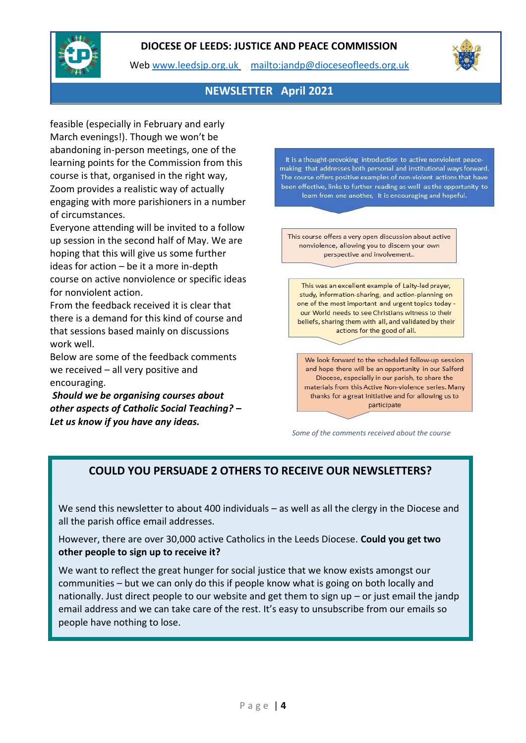feasible (especially in February and early March evenings!). Though we won't be abandoning in-person meetings, one of the learning points for the Commission from this course is that, organised in the right way, Zoom provides a realistic way of actually engaging with more parishioners in a number of circumstances.

Everyone attending will be invited to a follow up session in the second half of May. We are hoping that this will give us some further ideas for action – be it a more in-depth course on active nonviolence or specific ideas for nonviolent action.

From the feedback received it is clear that there is a demand for this kind of course and that sessions based mainly on discussions work well.

Below are some of the feedback comments we received – all very positive and encouraging.

***Should we be organising courses about other aspects of Catholic Social Teaching? – Let us know if you have any ideas.***

> It is a thought-provoking introduction to active nonviolent peace-making that addresses both personal and institutional ways forward. The course offers positive examples of non-violent actions that have been effective, links to further reading as well as the opportunity to learn from one another, It is encouraging and hopeful.

> This course offers a very open discussion about active nonviolence, allowing you to discern your own perspective and involvement..

> This was an excellent example of Laity-led prayer, study, information-sharing, and action-planning on one of the most important and urgent topics today - our World needs to see Christians witness to their beliefs, sharing them with all, and validated by their actions for the good of all.

> We look forward to the scheduled follow-up session and hope there will be an opportunity in our Salford Diocese, especially in our parish, to share the materials from this Active Non-violence series. Many thanks for a great initiative and for allowing us to participate

*Some of the comments received about the course*

## COULD YOU PERSUADE 2 OTHERS TO RECEIVE OUR NEWSLETTERS?

We send this newsletter to about 400 individuals – as well as all the clergy in the Diocese and all the parish office email addresses.

However, there are over 30,000 active Catholics in the Leeds Diocese. **Could you get two other people to sign up to receive it?**

We want to reflect the great hunger for social justice that we know exists amongst our communities – but we can only do this if people know what is going on both locally and nationally. Just direct people to our website and get them to sign up – or just email the jandp email address and we can take care of the rest. It's easy to unsubscribe from our emails so people have nothing to lose.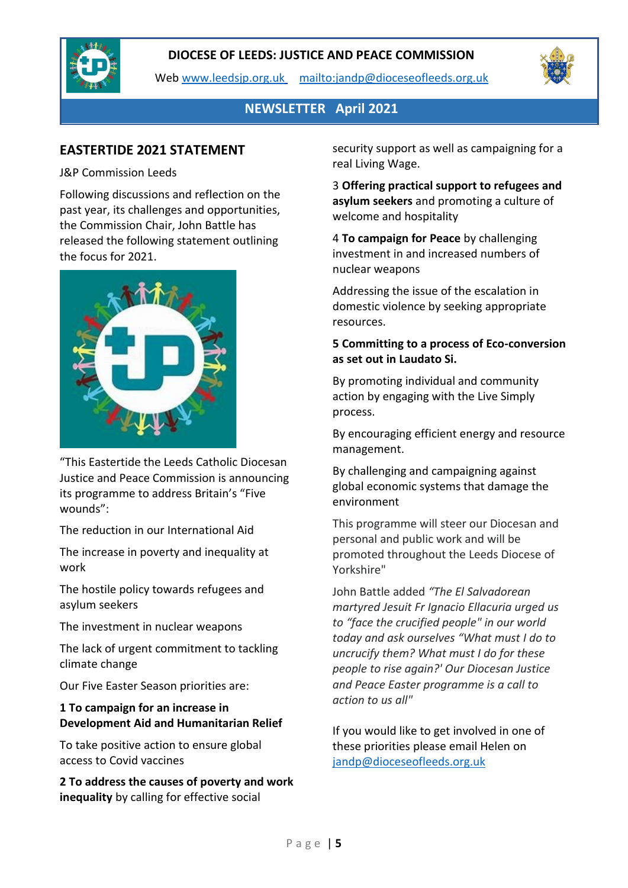**DIOCESE OF LEEDS: JUSTICE AND PEACE COMMISSION**

Web www.leedsjp.org.uk mailto:jandp@dioceseofleeds.org.uk

**NEWSLETTER April 2021**

## EASTERTIDE 2021 STATEMENT

J&P Commission Leeds

Following discussions and reflection on the past year, its challenges and opportunities, the Commission Chair, John Battle has released the following statement outlining the focus for 2021.

"This Eastertide the Leeds Catholic Diocesan Justice and Peace Commission is announcing its programme to address Britain's "Five wounds":

The reduction in our International Aid

The increase in poverty and inequality at work

The hostile policy towards refugees and asylum seekers

The investment in nuclear weapons

The lack of urgent commitment to tackling climate change

Our Five Easter Season priorities are:

**1 To campaign for an increase in Development Aid and Humanitarian Relief**

To take positive action to ensure global access to Covid vaccines

**2 To address the causes of poverty and work inequality** by calling for effective social security support as well as campaigning for a real Living Wage.

3 **Offering practical support to refugees and asylum seekers** and promoting a culture of welcome and hospitality

4 **To campaign for Peace** by challenging investment in and increased numbers of nuclear weapons

Addressing the issue of the escalation in domestic violence by seeking appropriate resources.

**5 Committing to a process of Eco-conversion as set out in Laudato Si.**

By promoting individual and community action by engaging with the Live Simply process.

By encouraging efficient energy and resource management.

By challenging and campaigning against global economic systems that damage the environment

This programme will steer our Diocesan and personal and public work and will be promoted throughout the Leeds Diocese of Yorkshire"

John Battle added *"The El Salvadorean martyred Jesuit Fr Ignacio Ellacuria urged us to "face the crucified people" in our world today and ask ourselves "What must I do to uncrucify them? What must I do for these people to rise again?' Our Diocesan Justice and Peace Easter programme is a call to action to us all"*

If you would like to get involved in one of these priorities please email Helen on jandp@dioceseofleeds.org.uk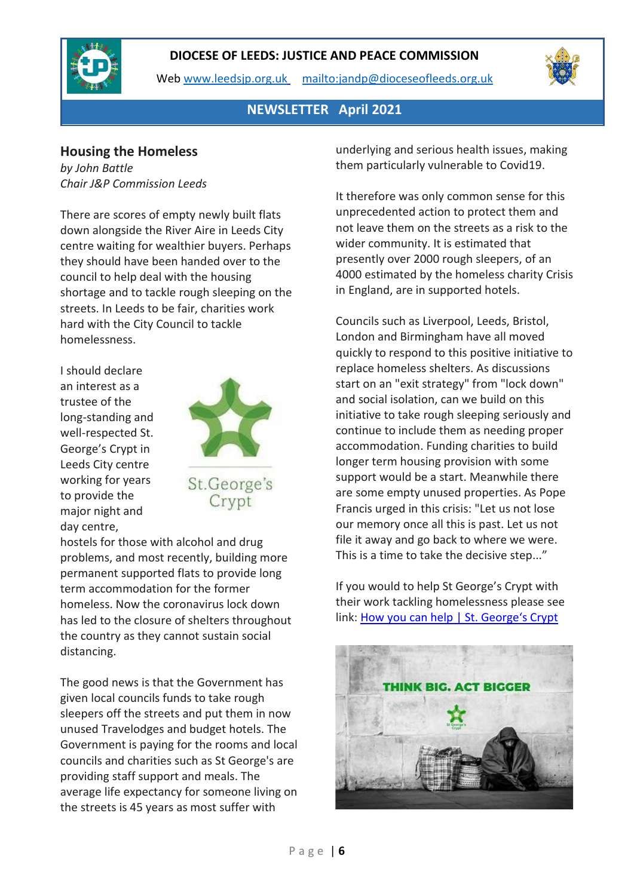DIOCESE OF LEEDS: JUSTICE AND PEACE COMMISSION

Web [www.leedsjp.org.uk](http://www.leedsjp.org.uk) [mailto:jandp@dioceseofleeds.org.uk](mailto:jandp@dioceseofleeds.org.uk)

**NEWSLETTER April 2021**

## Housing the Homeless

*by John Battle*
*Chair J&P Commission Leeds*

There are scores of empty newly built flats down alongside the River Aire in Leeds City centre waiting for wealthier buyers. Perhaps they should have been handed over to the council to help deal with the housing shortage and to tackle rough sleeping on the streets. In Leeds to be fair, charities work hard with the City Council to tackle homelessness.

I should declare an interest as a trustee of the long-standing and well-respected St. George's Crypt in Leeds City centre working for years to provide the major night and day centre, hostels for those with alcohol and drug problems, and most recently, building more permanent supported flats to provide long term accommodation for the former homeless. Now the coronavirus lock down has led to the closure of shelters throughout the country as they cannot sustain social distancing.

The good news is that the Government has given local councils funds to take rough sleepers off the streets and put them in now unused Travelodges and budget hotels. The Government is paying for the rooms and local councils and charities such as St George's are providing staff support and meals. The average life expectancy for someone living on the streets is 45 years as most suffer with underlying and serious health issues, making them particularly vulnerable to Covid19.

It therefore was only common sense for this unprecedented action to protect them and not leave them on the streets as a risk to the wider community. It is estimated that presently over 2000 rough sleepers, of an 4000 estimated by the homeless charity Crisis in England, are in supported hotels.

Councils such as Liverpool, Leeds, Bristol, London and Birmingham have all moved quickly to respond to this positive initiative to replace homeless shelters. As discussions start on an "exit strategy" from "lock down" and social isolation, can we build on this initiative to take rough sleeping seriously and continue to include them as needing proper accommodation. Funding charities to build longer term housing provision with some support would be a start. Meanwhile there are some empty unused properties. As Pope Francis urged in this crisis: "Let us not lose our memory once all this is past. Let us not file it away and go back to where we were. This is a time to take the decisive step..."

If you would to help St George's Crypt with their work tackling homelessness please see link: [How you can help | St. George's Crypt]()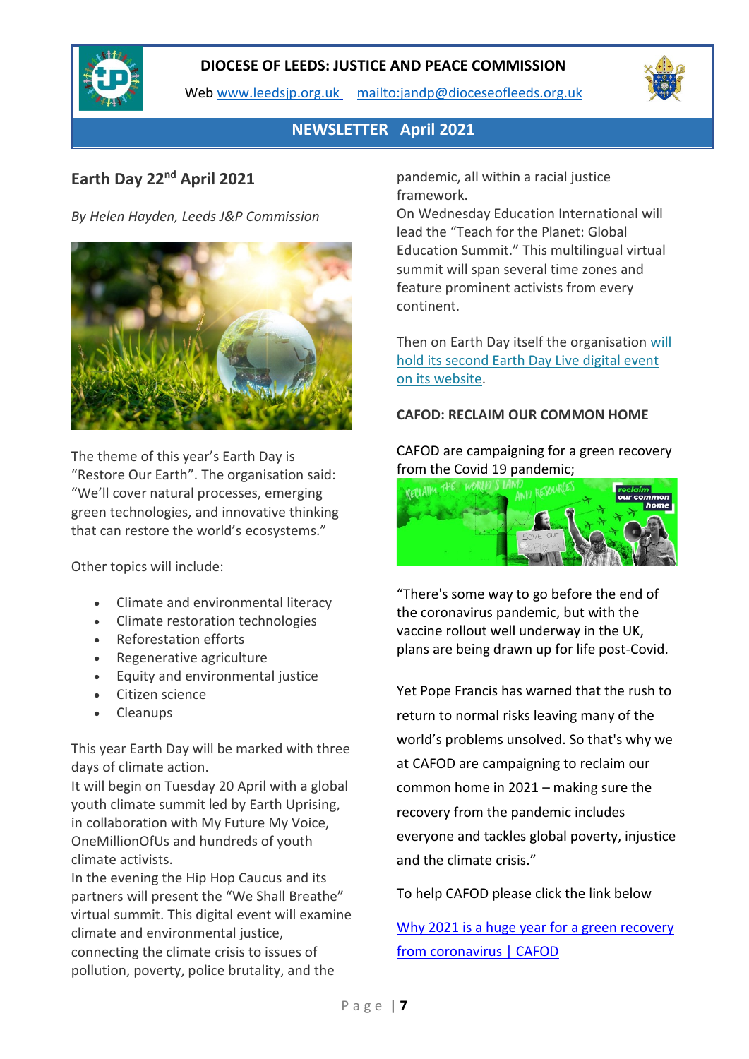**DIOCESE OF LEEDS: JUSTICE AND PEACE COMMISSION**

Web www.leedsjp.org.uk mailto:jandp@dioceseofleeds.org.uk

**NEWSLETTER April 2021**

## Earth Day 22nd April 2021

*By Helen Hayden, Leeds J&P Commission*

The theme of this year's Earth Day is "Restore Our Earth". The organisation said: "We'll cover natural processes, emerging green technologies, and innovative thinking that can restore the world's ecosystems."

Other topics will include:

- Climate and environmental literacy
- Climate restoration technologies
- Reforestation efforts
- Regenerative agriculture
- Equity and environmental justice
- Citizen science
- Cleanups

This year Earth Day will be marked with three days of climate action.

It will begin on Tuesday 20 April with a global youth climate summit led by Earth Uprising, in collaboration with My Future My Voice, OneMillionOfUs and hundreds of youth climate activists.

In the evening the Hip Hop Caucus and its partners will present the "We Shall Breathe" virtual summit. This digital event will examine climate and environmental justice, connecting the climate crisis to issues of pollution, poverty, police brutality, and the pandemic, all within a racial justice framework.

On Wednesday Education International will lead the "Teach for the Planet: Global Education Summit." This multilingual virtual summit will span several time zones and feature prominent activists from every continent.

Then on Earth Day itself the organisation will hold its second Earth Day Live digital event on its website.

**CAFOD: RECLAIM OUR COMMON HOME**

CAFOD are campaigning for a green recovery from the Covid 19 pandemic;

"There's some way to go before the end of the coronavirus pandemic, but with the vaccine rollout well underway in the UK, plans are being drawn up for life post-Covid.

Yet Pope Francis has warned that the rush to return to normal risks leaving many of the world's problems unsolved. So that's why we at CAFOD are campaigning to reclaim our common home in 2021 – making sure the recovery from the pandemic includes everyone and tackles global poverty, injustice and the climate crisis."

To help CAFOD please click the link below

Why 2021 is a huge year for a green recovery from coronavirus | CAFOD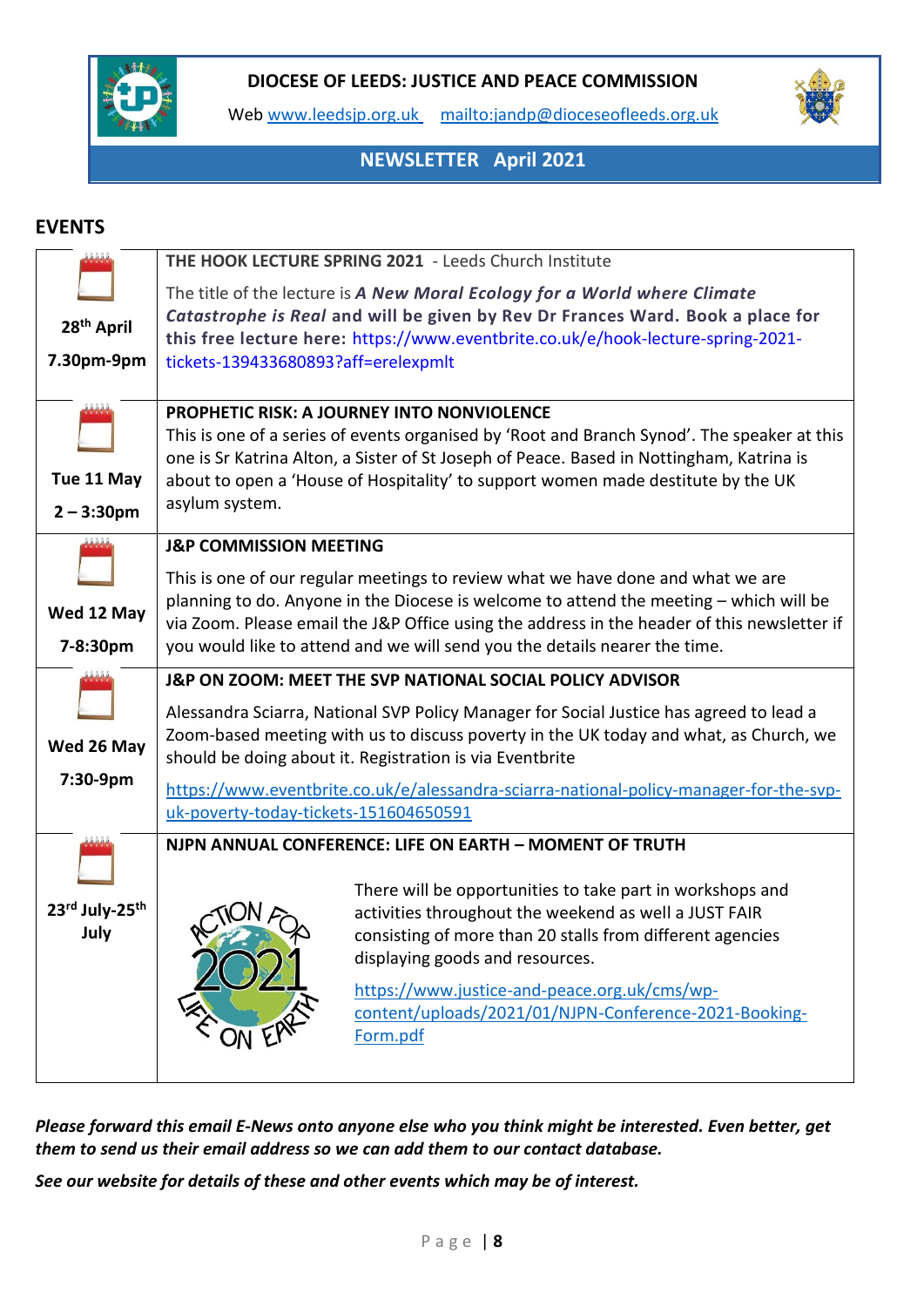**DIOCESE OF LEEDS: JUSTICE AND PEACE COMMISSION**

Web www.leedsjp.org.uk mailto:jandp@dioceseofleeds.org.uk

**NEWSLETTER April 2021**

## EVENTS

| | |
|---|---|
| **28th April** **7.30pm-9pm** | **THE HOOK LECTURE SPRING 2021** - Leeds Church Institute<br><br>The title of the lecture is ***A New Moral Ecology for a World where Climate Catastrophe is Real*** **and will be given by Rev Dr Frances Ward. Book a place for this free lecture here:** https://www.eventbrite.co.uk/e/hook-lecture-spring-2021-tickets-139433680893?aff=erelexpmlt |
| **Tue 11 May** **2 – 3:30pm** | **PROPHETIC RISK: A JOURNEY INTO NONVIOLENCE**<br>This is one of a series of events organised by 'Root and Branch Synod'. The speaker at this one is Sr Katrina Alton, a Sister of St Joseph of Peace. Based in Nottingham, Katrina is about to open a 'House of Hospitality' to support women made destitute by the UK asylum system. |
| **Wed 12 May** **7-8:30pm** | **J&P COMMISSION MEETING**<br><br>This is one of our regular meetings to review what we have done and what we are planning to do. Anyone in the Diocese is welcome to attend the meeting – which will be via Zoom. Please email the J&P Office using the address in the header of this newsletter if you would like to attend and we will send you the details nearer the time. |
| **Wed 26 May** **7:30-9pm** | **J&P ON ZOOM: MEET THE SVP NATIONAL SOCIAL POLICY ADVISOR**<br><br>Alessandra Sciarra, National SVP Policy Manager for Social Justice has agreed to lead a Zoom-based meeting with us to discuss poverty in the UK today and what, as Church, we should be doing about it. Registration is via Eventbrite<br><br>https://www.eventbrite.co.uk/e/alessandra-sciarra-national-policy-manager-for-the-svp-uk-poverty-today-tickets-151604650591 |
| **23rd July-25th July** | **NJPN ANNUAL CONFERENCE: LIFE ON EARTH – MOMENT OF TRUTH**<br><br>ACTION FOR 2021 LIFE ON EARTH<br><br>There will be opportunities to take part in workshops and activities throughout the weekend as well a JUST FAIR consisting of more than 20 stalls from different agencies displaying goods and resources.<br><br>https://www.justice-and-peace.org.uk/cms/wp-content/uploads/2021/01/NJPN-Conference-2021-Booking-Form.pdf |

***Please forward this email E-News onto anyone else who you think might be interested. Even better, get them to send us their email address so we can add them to our contact database.***

***See our website for details of these and other events which may be of interest.***